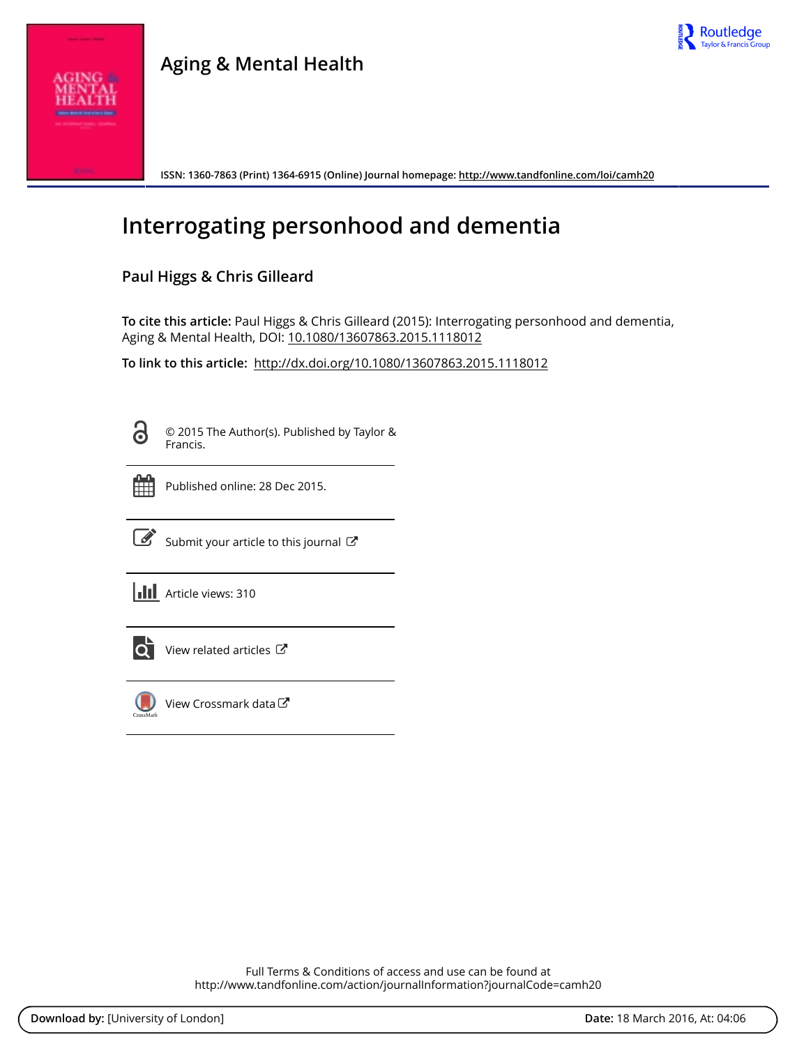# Aging & Mental Health

ISSN: 1360-7863 (Print) 1364-6915 (Online) Journal homepage: http://www.tandfonline.com/loi/camh20

# Interrogating personhood and dementia

**Paul Higgs & Chris Gilleard**

**To cite this article:** Paul Higgs & Chris Gilleard (2015): Interrogating personhood and dementia, Aging & Mental Health, DOI: 10.1080/13607863.2015.1118012

**To link to this article:** http://dx.doi.org/10.1080/13607863.2015.1118012

© 2015 The Author(s). Published by Taylor & Francis.

Published online: 28 Dec 2015.

Submit your article to this journal

Article views: 310

View related articles

View Crossmark data

Full Terms & Conditions of access and use can be found at
http://www.tandfonline.com/action/journalInformation?journalCode=camh20

**Download by:** [University of London] **Date:** 18 March 2016, At: 04:06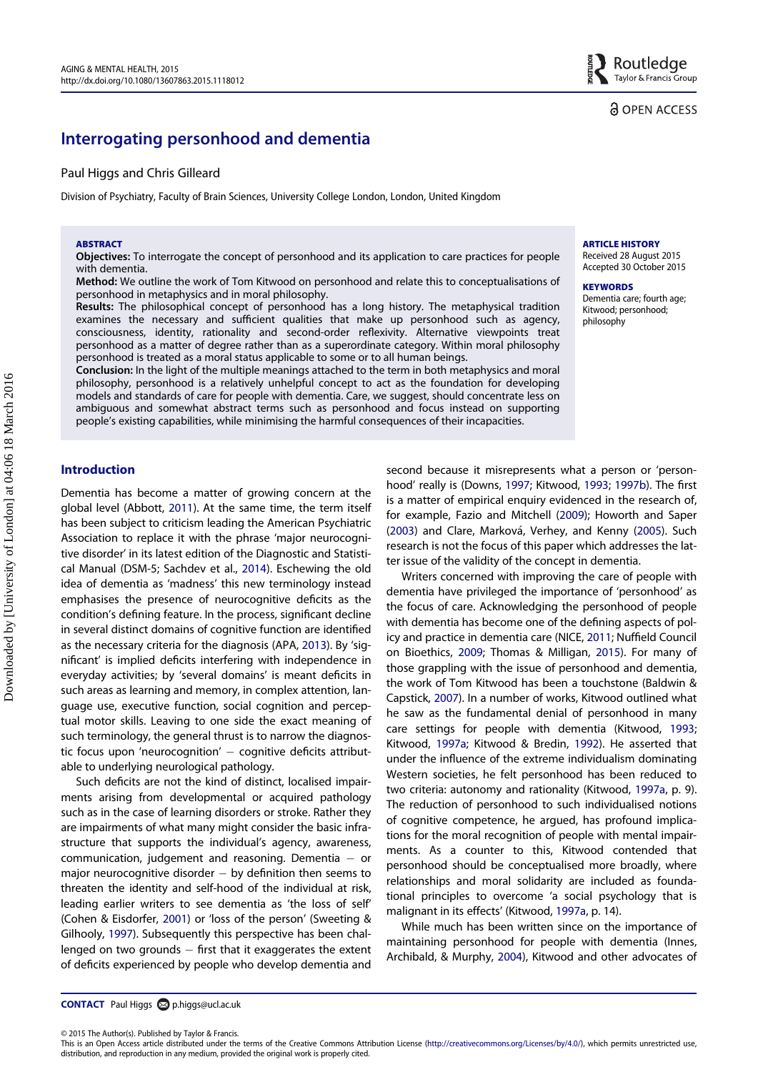# Interrogating personhood and dementia

Paul Higgs and Chris Gilleard

Division of Psychiatry, Faculty of Brain Sciences, University College London, London, United Kingdom

**ABSTRACT**

**Objectives:** To interrogate the concept of personhood and its application to care practices for people with dementia.

**Method:** We outline the work of Tom Kitwood on personhood and relate this to conceptualisations of personhood in metaphysics and in moral philosophy.

**Results:** The philosophical concept of personhood has a long history. The metaphysical tradition examines the necessary and sufficient qualities that make up personhood such as agency, consciousness, identity, rationality and second-order reflexivity. Alternative viewpoints treat personhood as a matter of degree rather than as a superordinate category. Within moral philosophy personhood is treated as a moral status applicable to some or to all human beings.

**Conclusion:** In the light of the multiple meanings attached to the term in both metaphysics and moral philosophy, personhood is a relatively unhelpful concept to act as the foundation for developing models and standards of care for people with dementia. Care, we suggest, should concentrate less on ambiguous and somewhat abstract terms such as personhood and focus instead on supporting people's existing capabilities, while minimising the harmful consequences of their incapacities.

**ARTICLE HISTORY**
Received 28 August 2015
Accepted 30 October 2015

**KEYWORDS**
Dementia care; fourth age; Kitwood; personhood; philosophy

## Introduction

Dementia has become a matter of growing concern at the global level (Abbott, 2011). At the same time, the term itself has been subject to criticism leading the American Psychiatric Association to replace it with the phrase 'major neurocognitive disorder' in its latest edition of the Diagnostic and Statistical Manual (DSM-5; Sachdev et al., 2014). Eschewing the old idea of dementia as 'madness' this new terminology instead emphasises the presence of neurocognitive deficits as the condition's defining feature. In the process, significant decline in several distinct domains of cognitive function are identified as the necessary criteria for the diagnosis (APA, 2013). By 'significant' is implied deficits interfering with independence in everyday activities; by 'several domains' is meant deficits in such areas as learning and memory, in complex attention, language use, executive function, social cognition and perceptual motor skills. Leaving to one side the exact meaning of such terminology, the general thrust is to narrow the diagnostic focus upon 'neurocognition' – cognitive deficits attributable to underlying neurological pathology.

Such deficits are not the kind of distinct, localised impairments arising from developmental or acquired pathology such as in the case of learning disorders or stroke. Rather they are impairments of what many might consider the basic infrastructure that supports the individual's agency, awareness, communication, judgement and reasoning. Dementia – or major neurocognitive disorder – by definition then seems to threaten the identity and self-hood of the individual at risk, leading earlier writers to see dementia as 'the loss of self' (Cohen & Eisdorfer, 2001) or 'loss of the person' (Sweeting & Gilhooly, 1997). Subsequently this perspective has been challenged on two grounds – first that it exaggerates the extent of deficits experienced by people who develop dementia and second because it misrepresents what a person or 'personhood' really is (Downs, 1997; Kitwood, 1993; 1997b). The first is a matter of empirical enquiry evidenced in the research of, for example, Fazio and Mitchell (2009); Howorth and Saper (2003) and Clare, Marková, Verhey, and Kenny (2005). Such research is not the focus of this paper which addresses the latter issue of the validity of the concept in dementia.

Writers concerned with improving the care of people with dementia have privileged the importance of 'personhood' as the focus of care. Acknowledging the personhood of people with dementia has become one of the defining aspects of policy and practice in dementia care (NICE, 2011; Nuffield Council on Bioethics, 2009; Thomas & Milligan, 2015). For many of those grappling with the issue of personhood and dementia, the work of Tom Kitwood has been a touchstone (Baldwin & Capstick, 2007). In a number of works, Kitwood outlined what he saw as the fundamental denial of personhood in many care settings for people with dementia (Kitwood, 1993; Kitwood, 1997a; Kitwood & Bredin, 1992). He asserted that under the influence of the extreme individualism dominating Western societies, he felt personhood has been reduced to two criteria: autonomy and rationality (Kitwood, 1997a, p. 9). The reduction of personhood to such individualised notions of cognitive competence, he argued, has profound implications for the moral recognition of people with mental impairments. As a counter to this, Kitwood contended that personhood should be conceptualised more broadly, where relationships and moral solidarity are included as foundational principles to overcome 'a social psychology that is malignant in its effects' (Kitwood, 1997a, p. 14).

While much has been written since on the importance of maintaining personhood for people with dementia (Innes, Archibald, & Murphy, 2004), Kitwood and other advocates of

**CONTACT** Paul Higgs p.higgs@ucl.ac.uk

© 2015 The Author(s). Published by Taylor & Francis.
This is an Open Access article distributed under the terms of the Creative Commons Attribution License (http://creativecommons.org/Licenses/by/4.0/), which permits unrestricted use, distribution, and reproduction in any medium, provided the original work is properly cited.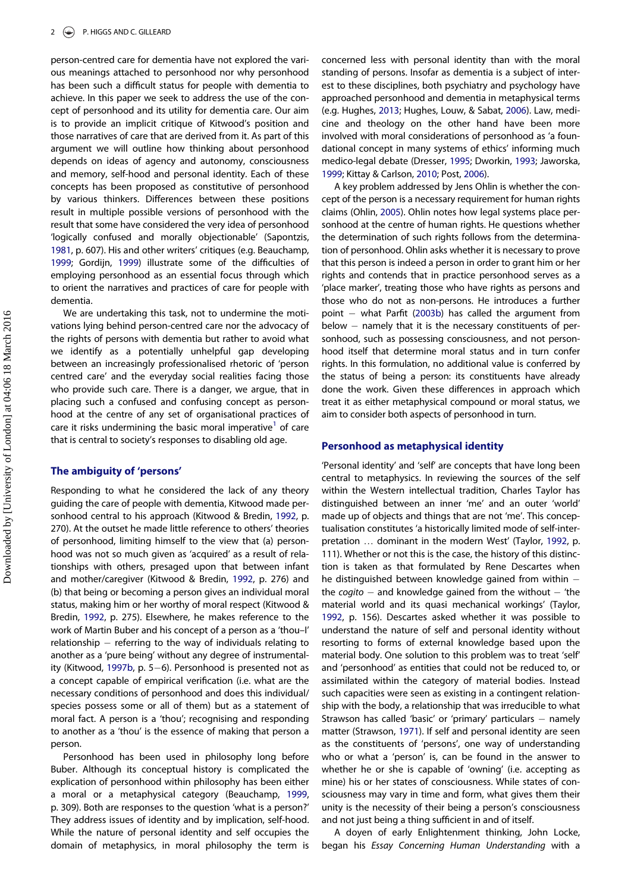person-centred care for dementia have not explored the various meanings attached to personhood nor why personhood has been such a difficult status for people with dementia to achieve. In this paper we seek to address the use of the concept of personhood and its utility for dementia care. Our aim is to provide an implicit critique of Kitwood's position and those narratives of care that are derived from it. As part of this argument we will outline how thinking about personhood depends on ideas of agency and autonomy, consciousness and memory, self-hood and personal identity. Each of these concepts has been proposed as constitutive of personhood by various thinkers. Differences between these positions result in multiple possible versions of personhood with the result that some have considered the very idea of personhood 'logically confused and morally objectionable' (Sapontzis, 1981, p. 607). His and other writers' critiques (e.g. Beauchamp, 1999; Gordijn, 1999) illustrate some of the difficulties of employing personhood as an essential focus through which to orient the narratives and practices of care for people with dementia.

We are undertaking this task, not to undermine the motivations lying behind person-centred care nor the advocacy of the rights of persons with dementia but rather to avoid what we identify as a potentially unhelpful gap developing between an increasingly professionalised rhetoric of 'person centred care' and the everyday social realities facing those who provide such care. There is a danger, we argue, that in placing such a confused and confusing concept as personhood at the centre of any set of organisational practices of care it risks undermining the basic moral imperative[1] of care that is central to society's responses to disabling old age.

## The ambiguity of 'persons'

Responding to what he considered the lack of any theory guiding the care of people with dementia, Kitwood made personhood central to his approach (Kitwood & Bredin, 1992, p. 270). At the outset he made little reference to others' theories of personhood, limiting himself to the view that (a) personhood was not so much given as 'acquired' as a result of relationships with others, presaged upon that between infant and mother/caregiver (Kitwood & Bredin, 1992, p. 276) and (b) that being or becoming a person gives an individual moral status, making him or her worthy of moral respect (Kitwood & Bredin, 1992, p. 275). Elsewhere, he makes reference to the work of Martin Buber and his concept of a person as a 'thou–I' relationship – referring to the way of individuals relating to another as a 'pure being' without any degree of instrumentality (Kitwood, 1997b, p. 5–6). Personhood is presented not as a concept capable of empirical verification (i.e. what are the necessary conditions of personhood and does this individual/species possess some or all of them) but as a statement of moral fact. A person is a 'thou'; recognising and responding to another as a 'thou' is the essence of making that person a person.

Personhood has been used in philosophy long before Buber. Although its conceptual history is complicated the explication of personhood within philosophy has been either a moral or a metaphysical category (Beauchamp, 1999, p. 309). Both are responses to the question 'what is a person?' They address issues of identity and by implication, self-hood. While the nature of personal identity and self occupies the domain of metaphysics, in moral philosophy the term is concerned less with personal identity than with the moral standing of persons. Insofar as dementia is a subject of interest to these disciplines, both psychiatry and psychology have approached personhood and dementia in metaphysical terms (e.g. Hughes, 2013; Hughes, Louw, & Sabat, 2006). Law, medicine and theology on the other hand have been more involved with moral considerations of personhood as 'a foundational concept in many systems of ethics' informing much medico-legal debate (Dresser, 1995; Dworkin, 1993; Jaworska, 1999; Kittay & Carlson, 2010; Post, 2006).

A key problem addressed by Jens Ohlin is whether the concept of the person is a necessary requirement for human rights claims (Ohlin, 2005). Ohlin notes how legal systems place personhood at the centre of human rights. He questions whether the determination of such rights follows from the determination of personhood. Ohlin asks whether it is necessary to prove that this person is indeed a person in order to grant him or her rights and contends that in practice personhood serves as a 'place marker', treating those who have rights as persons and those who do not as non-persons. He introduces a further point – what Parfit (2003b) has called the argument from below – namely that it is the necessary constituents of personhood, such as possessing consciousness, and not personhood itself that determine moral status and in turn confer rights. In this formulation, no additional value is conferred by the status of being a person: its constituents have already done the work. Given these differences in approach which treat it as either metaphysical compound or moral status, we aim to consider both aspects of personhood in turn.

## Personhood as metaphysical identity

'Personal identity' and 'self' are concepts that have long been central to metaphysics. In reviewing the sources of the self within the Western intellectual tradition, Charles Taylor has distinguished between an inner 'me' and an outer 'world' made up of objects and things that are not 'me'. This conceptualisation constitutes 'a historically limited mode of self-interpretation … dominant in the modern West' (Taylor, 1992, p. 111). Whether or not this is the case, the history of this distinction is taken as that formulated by Rene Descartes when he distinguished between knowledge gained from within – the *cogito* – and knowledge gained from the without – 'the material world and its quasi mechanical workings' (Taylor, 1992, p. 156). Descartes asked whether it was possible to understand the nature of self and personal identity without resorting to forms of external knowledge based upon the material body. One solution to this problem was to treat 'self' and 'personhood' as entities that could not be reduced to, or assimilated within the category of material bodies. Instead such capacities were seen as existing in a contingent relationship with the body, a relationship that was irreducible to what Strawson has called 'basic' or 'primary' particulars – namely matter (Strawson, 1971). If self and personal identity are seen as the constituents of 'persons', one way of understanding who or what a 'person' is, can be found in the answer to whether he or she is capable of 'owning' (i.e. accepting as mine) his or her states of consciousness. While states of consciousness may vary in time and form, what gives them their unity is the necessity of their being a person's consciousness and not just being a thing sufficient in and of itself.

A doyen of early Enlightenment thinking, John Locke, began his *Essay Concerning Human Understanding* with a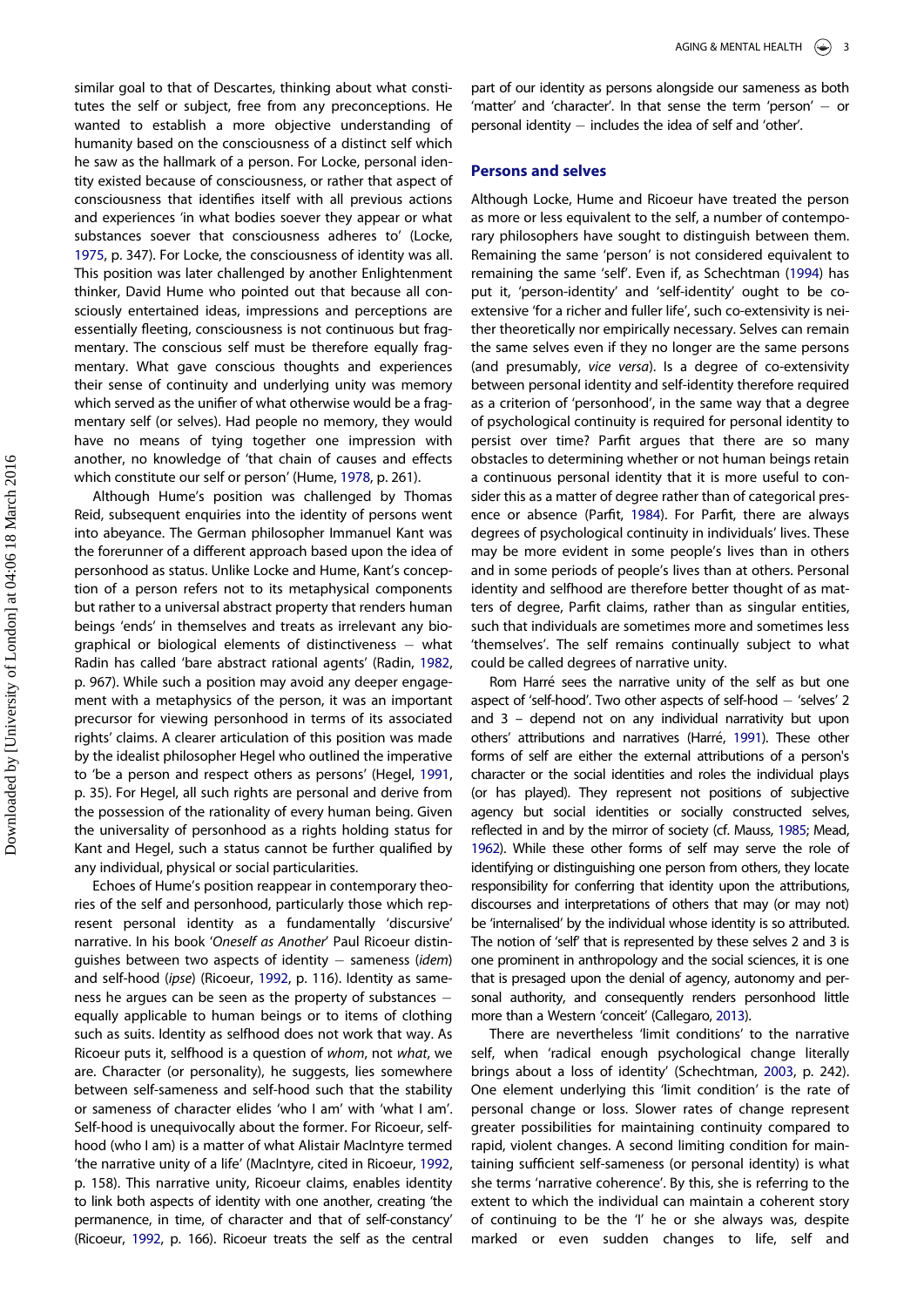similar goal to that of Descartes, thinking about what constitutes the self or subject, free from any preconceptions. He wanted to establish a more objective understanding of humanity based on the consciousness of a distinct self which he saw as the hallmark of a person. For Locke, personal identity existed because of consciousness, or rather that aspect of consciousness that identifies itself with all previous actions and experiences 'in what bodies soever they appear or what substances soever that consciousness adheres to' (Locke, 1975, p. 347). For Locke, the consciousness of identity was all. This position was later challenged by another Enlightenment thinker, David Hume who pointed out that because all consciously entertained ideas, impressions and perceptions are essentially fleeting, consciousness is not continuous but fragmentary. The conscious self must be therefore equally fragmentary. What gave conscious thoughts and experiences their sense of continuity and underlying unity was memory which served as the unifier of what otherwise would be a fragmentary self (or selves). Had people no memory, they would have no means of tying together one impression with another, no knowledge of 'that chain of causes and effects which constitute our self or person' (Hume, 1978, p. 261).

Although Hume's position was challenged by Thomas Reid, subsequent enquiries into the identity of persons went into abeyance. The German philosopher Immanuel Kant was the forerunner of a different approach based upon the idea of personhood as status. Unlike Locke and Hume, Kant's conception of a person refers not to its metaphysical components but rather to a universal abstract property that renders human beings 'ends' in themselves and treats as irrelevant any biographical or biological elements of distinctiveness – what Radin has called 'bare abstract rational agents' (Radin, 1982, p. 967). While such a position may avoid any deeper engagement with a metaphysics of the person, it was an important precursor for viewing personhood in terms of its associated rights' claims. A clearer articulation of this position was made by the idealist philosopher Hegel who outlined the imperative to 'be a person and respect others as persons' (Hegel, 1991, p. 35). For Hegel, all such rights are personal and derive from the possession of the rationality of every human being. Given the universality of personhood as a rights holding status for Kant and Hegel, such a status cannot be further qualified by any individual, physical or social particularities.

Echoes of Hume's position reappear in contemporary theories of the self and personhood, particularly those which represent personal identity as a fundamentally 'discursive' narrative. In his book '*Oneself as Another*' Paul Ricoeur distinguishes between two aspects of identity – sameness (*idem*) and self-hood (*ipse*) (Ricoeur, 1992, p. 116). Identity as sameness he argues can be seen as the property of substances – equally applicable to human beings or to items of clothing such as suits. Identity as selfhood does not work that way. As Ricoeur puts it, selfhood is a question of *whom*, not *what*, we are. Character (or personality), he suggests, lies somewhere between self-sameness and self-hood such that the stability or sameness of character elides 'who I am' with 'what I am'. Self-hood is unequivocally about the former. For Ricoeur, selfhood (who I am) is a matter of what Alistair MacIntyre termed 'the narrative unity of a life' (MacIntyre, cited in Ricoeur, 1992, p. 158). This narrative unity, Ricoeur claims, enables identity to link both aspects of identity with one another, creating 'the permanence, in time, of character and that of self-constancy' (Ricoeur, 1992, p. 166). Ricoeur treats the self as the central part of our identity as persons alongside our sameness as both 'matter' and 'character'. In that sense the term 'person' – or personal identity – includes the idea of self and 'other'.

## Persons and selves

Although Locke, Hume and Ricoeur have treated the person as more or less equivalent to the self, a number of contemporary philosophers have sought to distinguish between them. Remaining the same 'person' is not considered equivalent to remaining the same 'self'. Even if, as Schechtman (1994) has put it, 'person-identity' and 'self-identity' ought to be co-extensive 'for a richer and fuller life', such co-extensivity is neither theoretically nor empirically necessary. Selves can remain the same selves even if they no longer are the same persons (and presumably, *vice versa*). Is a degree of co-extensivity between personal identity and self-identity therefore required as a criterion of 'personhood', in the same way that a degree of psychological continuity is required for personal identity to persist over time? Parfit argues that there are so many obstacles to determining whether or not human beings retain a continuous personal identity that it is more useful to consider this as a matter of degree rather than of categorical presence or absence (Parfit, 1984). For Parfit, there are always degrees of psychological continuity in individuals' lives. These may be more evident in some people's lives than in others and in some periods of people's lives than at others. Personal identity and selfhood are therefore better thought of as matters of degree, Parfit claims, rather than as singular entities, such that individuals are sometimes more and sometimes less 'themselves'. The self remains continually subject to what could be called degrees of narrative unity.

Rom Harré sees the narrative unity of the self as but one aspect of 'self-hood'. Two other aspects of self-hood – 'selves' 2 and 3 – depend not on any individual narrativity but upon others' attributions and narratives (Harré, 1991). These other forms of self are either the external attributions of a person's character or the social identities and roles the individual plays (or has played). They represent not positions of subjective agency but social identities or socially constructed selves, reflected in and by the mirror of society (cf. Mauss, 1985; Mead, 1962). While these other forms of self may serve the role of identifying or distinguishing one person from others, they locate responsibility for conferring that identity upon the attributions, discourses and interpretations of others that may (or may not) be 'internalised' by the individual whose identity is so attributed. The notion of 'self' that is represented by these selves 2 and 3 is one prominent in anthropology and the social sciences, it is one that is presaged upon the denial of agency, autonomy and personal authority, and consequently renders personhood little more than a Western 'conceit' (Callegaro, 2013).

There are nevertheless 'limit conditions' to the narrative self, when 'radical enough psychological change literally brings about a loss of identity' (Schechtman, 2003, p. 242). One element underlying this 'limit condition' is the rate of personal change or loss. Slower rates of change represent greater possibilities for maintaining continuity compared to rapid, violent changes. A second limiting condition for maintaining sufficient self-sameness (or personal identity) is what she terms 'narrative coherence'. By this, she is referring to the extent to which the individual can maintain a coherent story of continuing to be the 'I' he or she always was, despite marked or even sudden changes to life, self and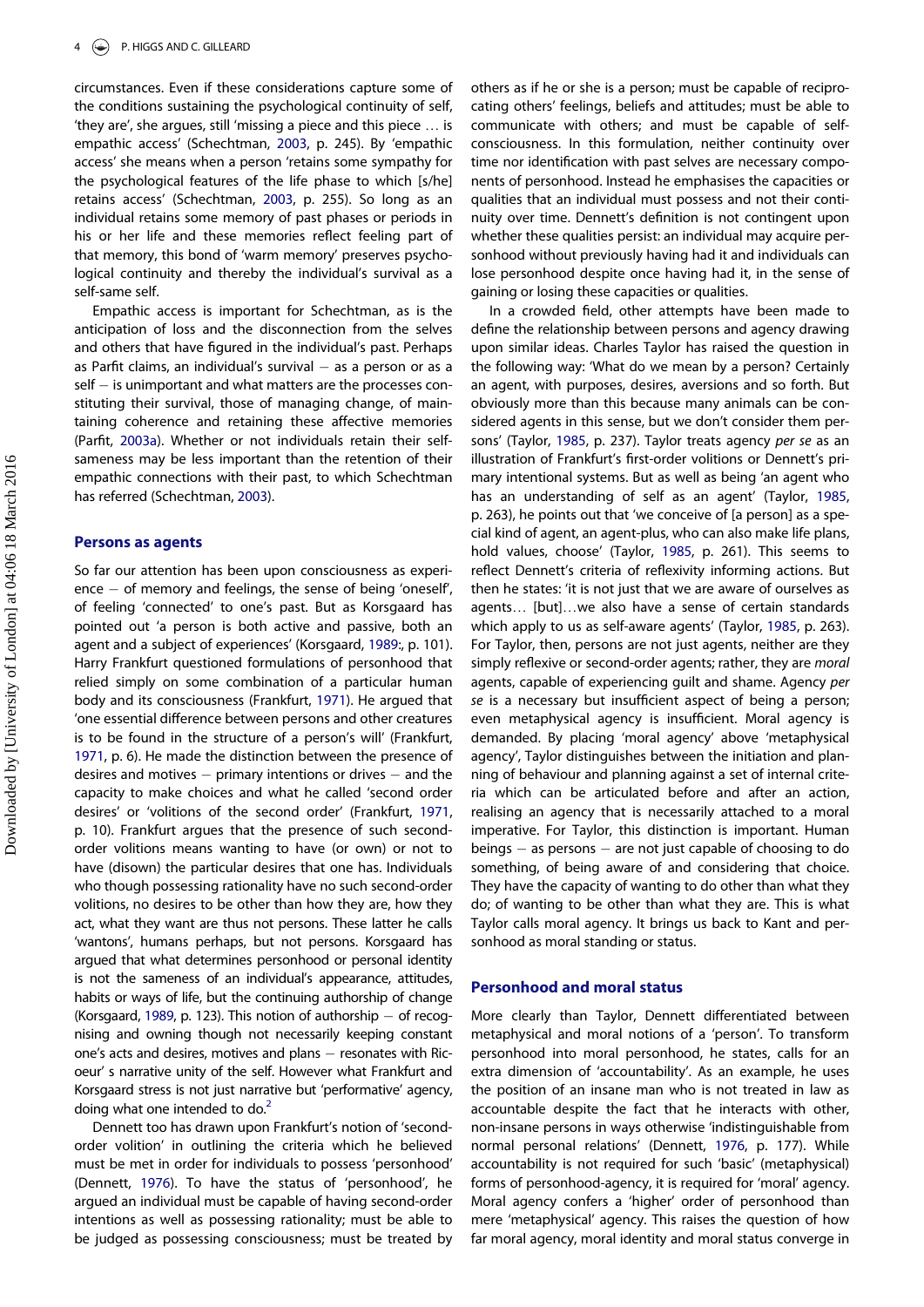circumstances. Even if these considerations capture some of the conditions sustaining the psychological continuity of self, 'they are', she argues, still 'missing a piece and this piece … is empathic access' (Schechtman, 2003, p. 245). By 'empathic access' she means when a person 'retains some sympathy for the psychological features of the life phase to which [s/he] retains access' (Schechtman, 2003, p. 255). So long as an individual retains some memory of past phases or periods in his or her life and these memories reflect feeling part of that memory, this bond of 'warm memory' preserves psychological continuity and thereby the individual's survival as a self-same self.

Empathic access is important for Schechtman, as is the anticipation of loss and the disconnection from the selves and others that have figured in the individual's past. Perhaps as Parfit claims, an individual's survival – as a person or as a self – is unimportant and what matters are the processes constituting their survival, those of managing change, of maintaining coherence and retaining these affective memories (Parfit, 2003a). Whether or not individuals retain their self-sameness may be less important than the retention of their empathic connections with their past, to which Schechtman has referred (Schechtman, 2003).

## Persons as agents

So far our attention has been upon consciousness as experience – of memory and feelings, the sense of being 'oneself', of feeling 'connected' to one's past. But as Korsgaard has pointed out 'a person is both active and passive, both an agent and a subject of experiences' (Korsgaard, 1989:, p. 101). Harry Frankfurt questioned formulations of personhood that relied simply on some combination of a particular human body and its consciousness (Frankfurt, 1971). He argued that 'one essential difference between persons and other creatures is to be found in the structure of a person's will' (Frankfurt, 1971, p. 6). He made the distinction between the presence of desires and motives – primary intentions or drives – and the capacity to make choices and what he called 'second order desires' or 'volitions of the second order' (Frankfurt, 1971, p. 10). Frankfurt argues that the presence of such second-order volitions means wanting to have (or own) or not to have (disown) the particular desires that one has. Individuals who though possessing rationality have no such second-order volitions, no desires to be other than how they are, how they act, what they want are thus not persons. These latter he calls 'wantons', humans perhaps, but not persons. Korsgaard has argued that what determines personhood or personal identity is not the sameness of an individual's appearance, attitudes, habits or ways of life, but the continuing authorship of change (Korsgaard, 1989, p. 123). This notion of authorship – of recognising and owning though not necessarily keeping constant one's acts and desires, motives and plans – resonates with Ricoeur' s narrative unity of the self. However what Frankfurt and Korsgaard stress is not just narrative but 'performative' agency, doing what one intended to do.[2]

Dennett too has drawn upon Frankfurt's notion of 'second-order volition' in outlining the criteria which he believed must be met in order for individuals to possess 'personhood' (Dennett, 1976). To have the status of 'personhood', he argued an individual must be capable of having second-order intentions as well as possessing rationality; must be able to be judged as possessing consciousness; must be treated by others as if he or she is a person; must be capable of reciprocating others' feelings, beliefs and attitudes; must be able to communicate with others; and must be capable of self-consciousness. In this formulation, neither continuity over time nor identification with past selves are necessary components of personhood. Instead he emphasises the capacities or qualities that an individual must possess and not their continuity over time. Dennett's definition is not contingent upon whether these qualities persist: an individual may acquire personhood without previously having had it and individuals can lose personhood despite once having had it, in the sense of gaining or losing these capacities or qualities.

In a crowded field, other attempts have been made to define the relationship between persons and agency drawing upon similar ideas. Charles Taylor has raised the question in the following way: 'What do we mean by a person? Certainly an agent, with purposes, desires, aversions and so forth. But obviously more than this because many animals can be considered agents in this sense, but we don't consider them persons' (Taylor, 1985, p. 237). Taylor treats agency *per se* as an illustration of Frankfurt's first-order volitions or Dennett's primary intentional systems. But as well as being 'an agent who has an understanding of self as an agent' (Taylor, 1985, p. 263), he points out that 'we conceive of [a person] as a special kind of agent, an agent-plus, who can also make life plans, hold values, choose' (Taylor, 1985, p. 261). This seems to reflect Dennett's criteria of reflexivity informing actions. But then he states: 'it is not just that we are aware of ourselves as agents… [but]…we also have a sense of certain standards which apply to us as self-aware agents' (Taylor, 1985, p. 263). For Taylor, then, persons are not just agents, neither are they simply reflexive or second-order agents; rather, they are *moral* agents, capable of experiencing guilt and shame. Agency *per se* is a necessary but insufficient aspect of being a person; even metaphysical agency is insufficient. Moral agency is demanded. By placing 'moral agency' above 'metaphysical agency', Taylor distinguishes between the initiation and planning of behaviour and planning against a set of internal criteria which can be articulated before and after an action, realising an agency that is necessarily attached to a moral imperative. For Taylor, this distinction is important. Human beings – as persons – are not just capable of choosing to do something, of being aware of and considering that choice. They have the capacity of wanting to do other than what they do; of wanting to be other than what they are. This is what Taylor calls moral agency. It brings us back to Kant and personhood as moral standing or status.

## Personhood and moral status

More clearly than Taylor, Dennett differentiated between metaphysical and moral notions of a 'person'. To transform personhood into moral personhood, he states, calls for an extra dimension of 'accountability'. As an example, he uses the position of an insane man who is not treated in law as accountable despite the fact that he interacts with other, non-insane persons in ways otherwise 'indistinguishable from normal personal relations' (Dennett, 1976, p. 177). While accountability is not required for such 'basic' (metaphysical) forms of personhood-agency, it is required for 'moral' agency. Moral agency confers a 'higher' order of personhood than mere 'metaphysical' agency. This raises the question of how far moral agency, moral identity and moral status converge in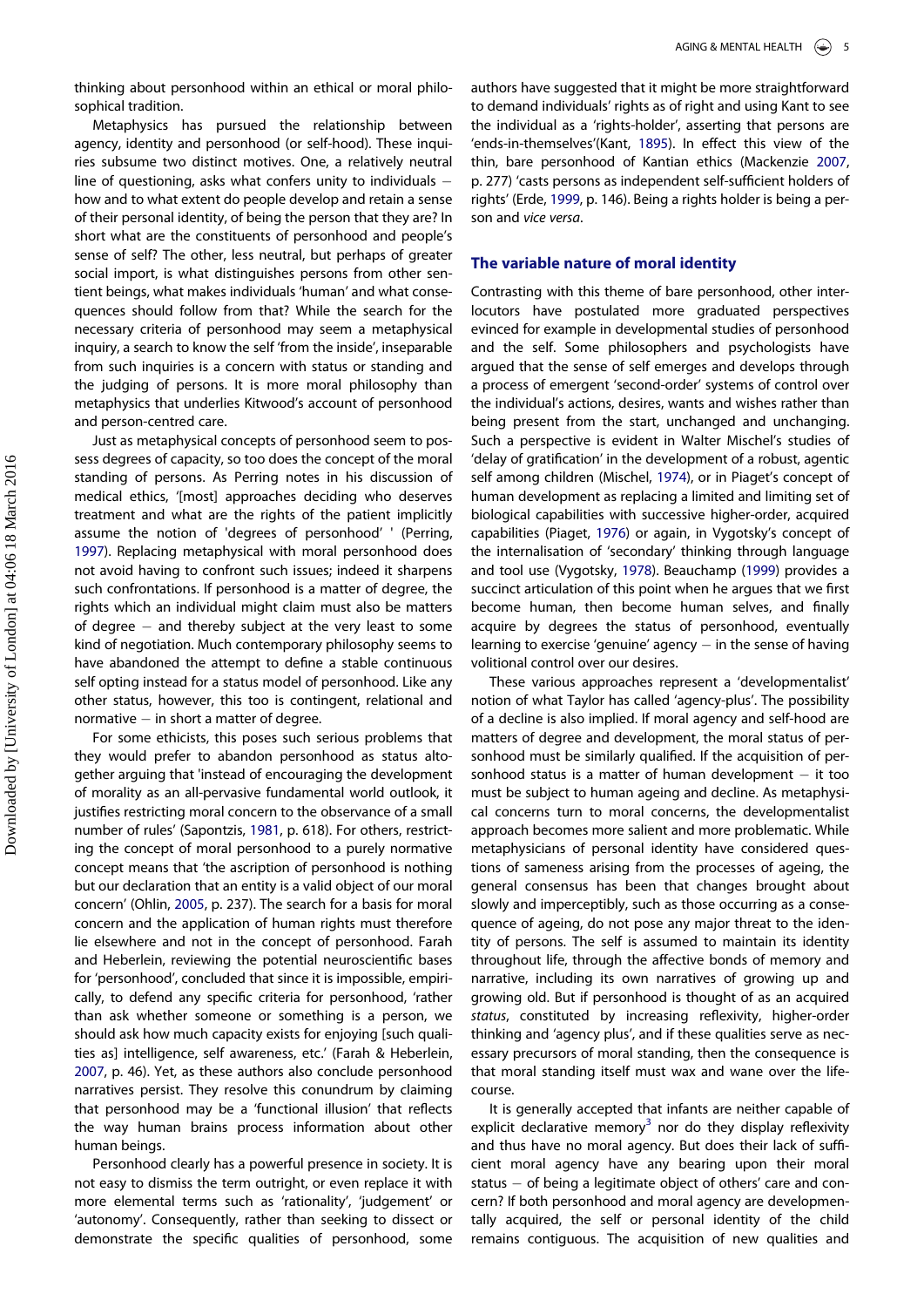thinking about personhood within an ethical or moral philosophical tradition.

Metaphysics has pursued the relationship between agency, identity and personhood (or self-hood). These inquiries subsume two distinct motives. One, a relatively neutral line of questioning, asks what confers unity to individuals – how and to what extent do people develop and retain a sense of their personal identity, of being the person that they are? In short what are the constituents of personhood and people's sense of self? The other, less neutral, but perhaps of greater social import, is what distinguishes persons from other sentient beings, what makes individuals 'human' and what consequences should follow from that? While the search for the necessary criteria of personhood may seem a metaphysical inquiry, a search to know the self 'from the inside', inseparable from such inquiries is a concern with status or standing and the judging of persons. It is more moral philosophy than metaphysics that underlies Kitwood's account of personhood and person-centred care.

Just as metaphysical concepts of personhood seem to possess degrees of capacity, so too does the concept of the moral standing of persons. As Perring notes in his discussion of medical ethics, '[most] approaches deciding who deserves treatment and what are the rights of the patient implicitly assume the notion of 'degrees of personhood' ' (Perring, 1997). Replacing metaphysical with moral personhood does not avoid having to confront such issues; indeed it sharpens such confrontations. If personhood is a matter of degree, the rights which an individual might claim must also be matters of degree – and thereby subject at the very least to some kind of negotiation. Much contemporary philosophy seems to have abandoned the attempt to define a stable continuous self opting instead for a status model of personhood. Like any other status, however, this too is contingent, relational and normative – in short a matter of degree.

For some ethicists, this poses such serious problems that they would prefer to abandon personhood as status altogether arguing that 'instead of encouraging the development of morality as an all-pervasive fundamental world outlook, it justifies restricting moral concern to the observance of a small number of rules' (Sapontzis, 1981, p. 618). For others, restricting the concept of moral personhood to a purely normative concept means that 'the ascription of personhood is nothing but our declaration that an entity is a valid object of our moral concern' (Ohlin, 2005, p. 237). The search for a basis for moral concern and the application of human rights must therefore lie elsewhere and not in the concept of personhood. Farah and Heberlein, reviewing the potential neuroscientific bases for 'personhood', concluded that since it is impossible, empirically, to defend any specific criteria for personhood, 'rather than ask whether someone or something is a person, we should ask how much capacity exists for enjoying [such qualities as] intelligence, self awareness, etc.' (Farah & Heberlein, 2007, p. 46). Yet, as these authors also conclude personhood narratives persist. They resolve this conundrum by claiming that personhood may be a 'functional illusion' that reflects the way human brains process information about other human beings.

Personhood clearly has a powerful presence in society. It is not easy to dismiss the term outright, or even replace it with more elemental terms such as 'rationality', 'judgement' or 'autonomy'. Consequently, rather than seeking to dissect or demonstrate the specific qualities of personhood, some authors have suggested that it might be more straightforward to demand individuals' rights as of right and using Kant to see the individual as a 'rights-holder', asserting that persons are 'ends-in-themselves'(Kant, 1895). In effect this view of the thin, bare personhood of Kantian ethics (Mackenzie 2007, p. 277) 'casts persons as independent self-sufficient holders of rights' (Erde, 1999, p. 146). Being a rights holder is being a person and *vice versa*.

## The variable nature of moral identity

Contrasting with this theme of bare personhood, other interlocutors have postulated more graduated perspectives evinced for example in developmental studies of personhood and the self. Some philosophers and psychologists have argued that the sense of self emerges and develops through a process of emergent 'second-order' systems of control over the individual's actions, desires, wants and wishes rather than being present from the start, unchanged and unchanging. Such a perspective is evident in Walter Mischel's studies of 'delay of gratification' in the development of a robust, agentic self among children (Mischel, 1974), or in Piaget's concept of human development as replacing a limited and limiting set of biological capabilities with successive higher-order, acquired capabilities (Piaget, 1976) or again, in Vygotsky's concept of the internalisation of 'secondary' thinking through language and tool use (Vygotsky, 1978). Beauchamp (1999) provides a succinct articulation of this point when he argues that we first become human, then become human selves, and finally acquire by degrees the status of personhood, eventually learning to exercise 'genuine' agency – in the sense of having volitional control over our desires.

These various approaches represent a 'developmentalist' notion of what Taylor has called 'agency-plus'. The possibility of a decline is also implied. If moral agency and self-hood are matters of degree and development, the moral status of personhood must be similarly qualified. If the acquisition of personhood status is a matter of human development – it too must be subject to human ageing and decline. As metaphysical concerns turn to moral concerns, the developmentalist approach becomes more salient and more problematic. While metaphysicians of personal identity have considered questions of sameness arising from the processes of ageing, the general consensus has been that changes brought about slowly and imperceptibly, such as those occurring as a consequence of ageing, do not pose any major threat to the identity of persons. The self is assumed to maintain its identity throughout life, through the affective bonds of memory and narrative, including its own narratives of growing up and growing old. But if personhood is thought of as an acquired *status*, constituted by increasing reflexivity, higher-order thinking and 'agency plus', and if these qualities serve as necessary precursors of moral standing, then the consequence is that moral standing itself must wax and wane over the life-course.

It is generally accepted that infants are neither capable of explicit declarative memory[3] nor do they display reflexivity and thus have no moral agency. But does their lack of sufficient moral agency have any bearing upon their moral status – of being a legitimate object of others' care and concern? If both personhood and moral agency are developmentally acquired, the self or personal identity of the child remains contiguous. The acquisition of new qualities and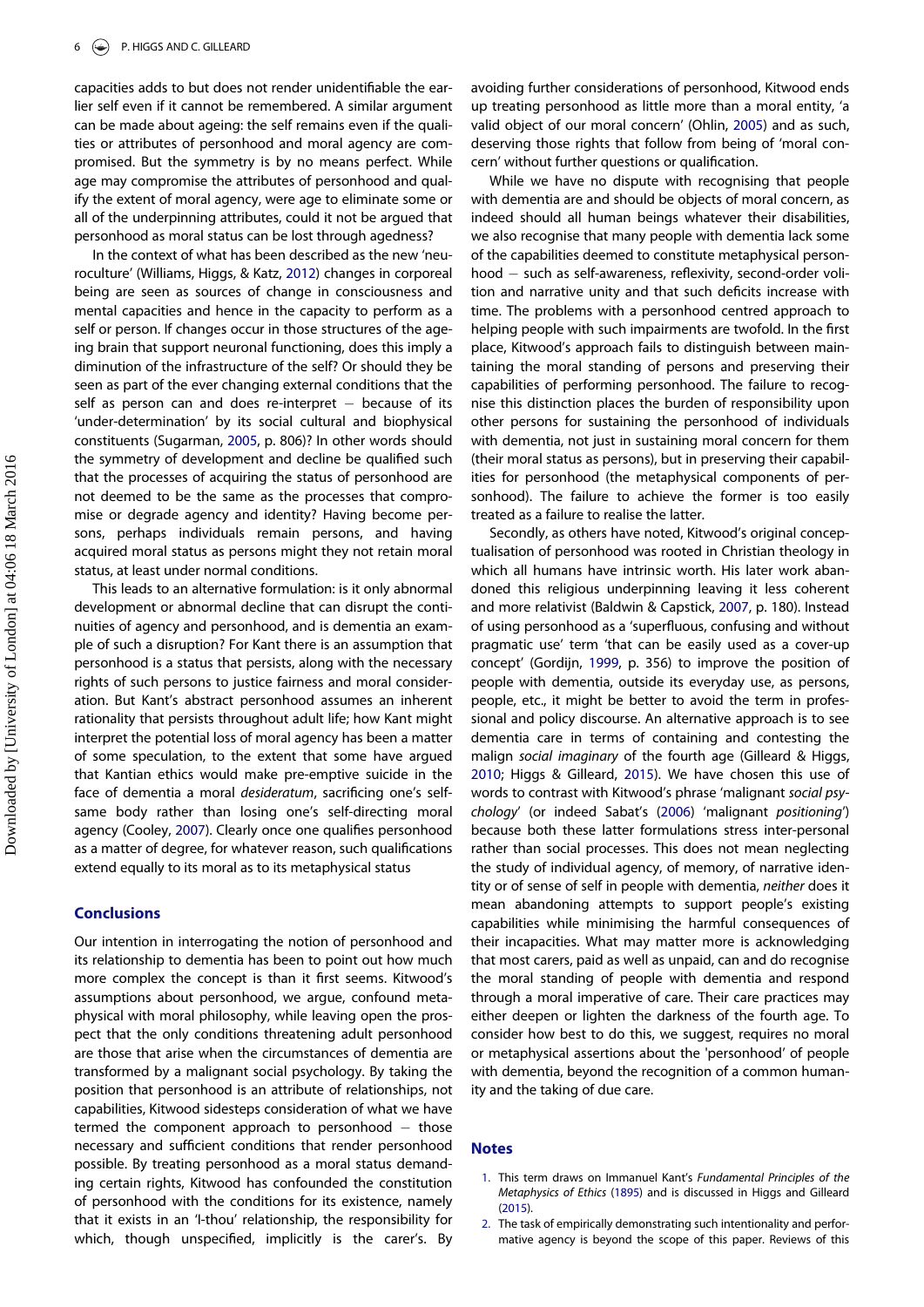capacities adds to but does not render unidentifiable the earlier self even if it cannot be remembered. A similar argument can be made about ageing: the self remains even if the qualities or attributes of personhood and moral agency are compromised. But the symmetry is by no means perfect. While age may compromise the attributes of personhood and qualify the extent of moral agency, were age to eliminate some or all of the underpinning attributes, could it not be argued that personhood as moral status can be lost through agedness?

In the context of what has been described as the new 'neuroculture' (Williams, Higgs, & Katz, 2012) changes in corporeal being are seen as sources of change in consciousness and mental capacities and hence in the capacity to perform as a self or person. If changes occur in those structures of the ageing brain that support neuronal functioning, does this imply a diminution of the infrastructure of the self? Or should they be seen as part of the ever changing external conditions that the self as person can and does re-interpret – because of its 'under-determination' by its social cultural and biophysical constituents (Sugarman, 2005, p. 806)? In other words should the symmetry of development and decline be qualified such that the processes of acquiring the status of personhood are not deemed to be the same as the processes that compromise or degrade agency and identity? Having become persons, perhaps individuals remain persons, and having acquired moral status as persons might they not retain moral status, at least under normal conditions.

This leads to an alternative formulation: is it only abnormal development or abnormal decline that can disrupt the continuities of agency and personhood, and is dementia an example of such a disruption? For Kant there is an assumption that personhood is a status that persists, along with the necessary rights of such persons to justice fairness and moral consideration. But Kant's abstract personhood assumes an inherent rationality that persists throughout adult life; how Kant might interpret the potential loss of moral agency has been a matter of some speculation, to the extent that some have argued that Kantian ethics would make pre-emptive suicide in the face of dementia a moral *desideratum*, sacrificing one's selfsame body rather than losing one's self-directing moral agency (Cooley, 2007). Clearly once one qualifies personhood as a matter of degree, for whatever reason, such qualifications extend equally to its moral as to its metaphysical status

## Conclusions

Our intention in interrogating the notion of personhood and its relationship to dementia has been to point out how much more complex the concept is than it first seems. Kitwood's assumptions about personhood, we argue, confound metaphysical with moral philosophy, while leaving open the prospect that the only conditions threatening adult personhood are those that arise when the circumstances of dementia are transformed by a malignant social psychology. By taking the position that personhood is an attribute of relationships, not capabilities, Kitwood sidesteps consideration of what we have termed the component approach to personhood – those necessary and sufficient conditions that render personhood possible. By treating personhood as a moral status demanding certain rights, Kitwood has confounded the constitution of personhood with the conditions for its existence, namely that it exists in an 'I-thou' relationship, the responsibility for which, though unspecified, implicitly is the carer's. By avoiding further considerations of personhood, Kitwood ends up treating personhood as little more than a moral entity, 'a valid object of our moral concern' (Ohlin, 2005) and as such, deserving those rights that follow from being of 'moral concern' without further questions or qualification.

While we have no dispute with recognising that people with dementia are and should be objects of moral concern, as indeed should all human beings whatever their disabilities, we also recognise that many people with dementia lack some of the capabilities deemed to constitute metaphysical personhood – such as self-awareness, reflexivity, second-order volition and narrative unity and that such deficits increase with time. The problems with a personhood centred approach to helping people with such impairments are twofold. In the first place, Kitwood's approach fails to distinguish between maintaining the moral standing of persons and preserving their capabilities of performing personhood. The failure to recognise this distinction places the burden of responsibility upon other persons for sustaining the personhood of individuals with dementia, not just in sustaining moral concern for them (their moral status as persons), but in preserving their capabilities for personhood (the metaphysical components of personhood). The failure to achieve the former is too easily treated as a failure to realise the latter.

Secondly, as others have noted, Kitwood's original conceptualisation of personhood was rooted in Christian theology in which all humans have intrinsic worth. His later work abandoned this religious underpinning leaving it less coherent and more relativist (Baldwin & Capstick, 2007, p. 180). Instead of using personhood as a 'superfluous, confusing and without pragmatic use' term 'that can be easily used as a cover-up concept' (Gordijn, 1999, p. 356) to improve the position of people with dementia, outside its everyday use, as persons, people, etc., it might be better to avoid the term in professional and policy discourse. An alternative approach is to see dementia care in terms of containing and contesting the malign *social imaginary* of the fourth age (Gilleard & Higgs, 2010; Higgs & Gilleard, 2015). We have chosen this use of words to contrast with Kitwood's phrase 'malignant *social psychology*' (or indeed Sabat's (2006) 'malignant *positioning*') because both these latter formulations stress inter-personal rather than social processes. This does not mean neglecting the study of individual agency, of memory, of narrative identity or of sense of self in people with dementia, *neither* does it mean abandoning attempts to support people's existing capabilities while minimising the harmful consequences of their incapacities. What may matter more is acknowledging that most carers, paid as well as unpaid, can and do recognise the moral standing of people with dementia and respond through a moral imperative of care. Their care practices may either deepen or lighten the darkness of the fourth age. To consider how best to do this, we suggest, requires no moral or metaphysical assertions about the 'personhood' of people with dementia, beyond the recognition of a common humanity and the taking of due care.

## Notes

1. This term draws on Immanuel Kant's *Fundamental Principles of the Metaphysics of Ethics* (1895) and is discussed in Higgs and Gilleard (2015).
2. The task of empirically demonstrating such intentionality and performative agency is beyond the scope of this paper. Reviews of this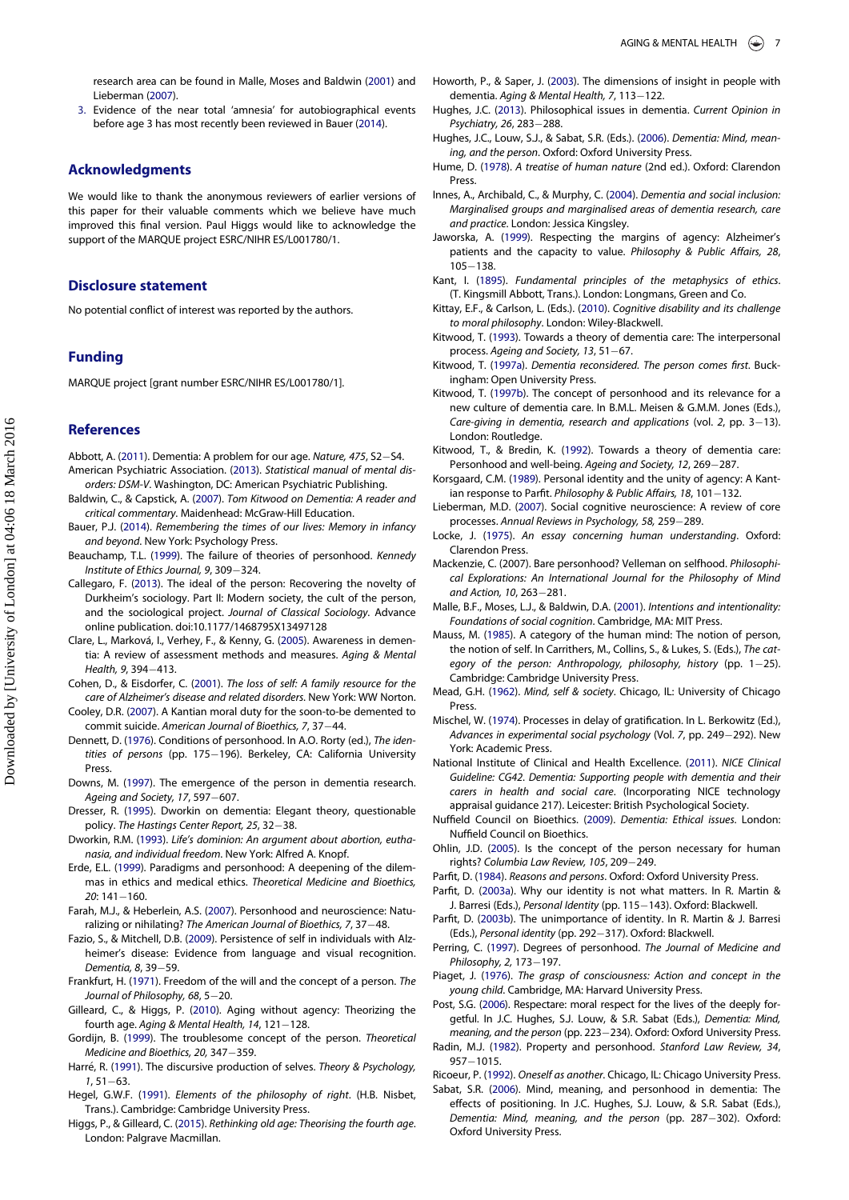research area can be found in Malle, Moses and Baldwin (2001) and Lieberman (2007).

3. Evidence of the near total 'amnesia' for autobiographical events before age 3 has most recently been reviewed in Bauer (2014).

## Acknowledgments

We would like to thank the anonymous reviewers of earlier versions of this paper for their valuable comments which we believe have much improved this final version. Paul Higgs would like to acknowledge the support of the MARQUE project ESRC/NIHR ES/L001780/1.

## Disclosure statement

No potential conflict of interest was reported by the authors.

## Funding

MARQUE project [grant number ESRC/NIHR ES/L001780/1].

## References

Abbott, A. (2011). Dementia: A problem for our age. *Nature, 475*, S2–S4.

American Psychiatric Association. (2013). *Statistical manual of mental disorders: DSM-V*. Washington, DC: American Psychiatric Publishing.

Baldwin, C., & Capstick, A. (2007). *Tom Kitwood on Dementia: A reader and critical commentary*. Maidenhead: McGraw-Hill Education.

Bauer, P.J. (2014). *Remembering the times of our lives: Memory in infancy and beyond*. New York: Psychology Press.

Beauchamp, T.L. (1999). The failure of theories of personhood. *Kennedy Institute of Ethics Journal, 9*, 309–324.

Callegaro, F. (2013). The ideal of the person: Recovering the novelty of Durkheim's sociology. Part II: Modern society, the cult of the person, and the sociological project. *Journal of Classical Sociology*. Advance online publication. doi:10.1177/1468795X13497128

Clare, L., Marková, I., Verhey, F., & Kenny, G. (2005). Awareness in dementia: A review of assessment methods and measures. *Aging & Mental Health, 9*, 394–413.

Cohen, D., & Eisdorfer, C. (2001). *The loss of self: A family resource for the care of Alzheimer's disease and related disorders*. New York: WW Norton.

Cooley, D.R. (2007). A Kantian moral duty for the soon-to-be demented to commit suicide. *American Journal of Bioethics, 7*, 37–44.

Dennett, D. (1976). Conditions of personhood. In A.O. Rorty (ed.), *The identities of persons* (pp. 175–196). Berkeley, CA: California University Press.

Downs, M. (1997). The emergence of the person in dementia research. *Ageing and Society, 17*, 597–607.

Dresser, R. (1995). Dworkin on dementia: Elegant theory, questionable policy. *The Hastings Center Report, 25*, 32–38.

Dworkin, R.M. (1993). *Life's dominion: An argument about abortion, euthanasia, and individual freedom*. New York: Alfred A. Knopf.

Erde, E.L. (1999). Paradigms and personhood: A deepening of the dilemmas in ethics and medical ethics. *Theoretical Medicine and Bioethics, 20*: 141–160.

Farah, M.J., & Heberlein, A.S. (2007). Personhood and neuroscience: Naturalizing or nihilating? *The American Journal of Bioethics, 7*, 37–48.

Fazio, S., & Mitchell, D.B. (2009). Persistence of self in individuals with Alzheimer's disease: Evidence from language and visual recognition. *Dementia, 8*, 39–59.

Frankfurt, H. (1971). Freedom of the will and the concept of a person. *The Journal of Philosophy, 68*, 5–20.

Gilleard, C., & Higgs, P. (2010). Aging without agency: Theorizing the fourth age. *Aging & Mental Health, 14*, 121–128.

Gordijn, B. (1999). The troublesome concept of the person. *Theoretical Medicine and Bioethics, 20*, 347–359.

Harré, R. (1991). The discursive production of selves. *Theory & Psychology, 1*, 51–63.

Hegel, G.W.F. (1991). *Elements of the philosophy of right*. (H.B. Nisbet, Trans.). Cambridge: Cambridge University Press.

Higgs, P., & Gilleard, C. (2015). *Rethinking old age: Theorising the fourth age*. London: Palgrave Macmillan.

Howorth, P., & Saper, J. (2003). The dimensions of insight in people with dementia. *Aging & Mental Health, 7*, 113–122.

Hughes, J.C. (2013). Philosophical issues in dementia. *Current Opinion in Psychiatry, 26*, 283–288.

Hughes, J.C., Louw, S.J., & Sabat, S.R. (Eds.). (2006). *Dementia: Mind, meaning, and the person*. Oxford: Oxford University Press.

Hume, D. (1978). *A treatise of human nature* (2nd ed.). Oxford: Clarendon Press.

Innes, A., Archibald, C., & Murphy, C. (2004). *Dementia and social inclusion: Marginalised groups and marginalised areas of dementia research, care and practice*. London: Jessica Kingsley.

Jaworska, A. (1999). Respecting the margins of agency: Alzheimer's patients and the capacity to value. *Philosophy & Public Affairs, 28*, 105–138.

Kant, I. (1895). *Fundamental principles of the metaphysics of ethics*. (T. Kingsmill Abbott, Trans.). London: Longmans, Green and Co.

Kittay, E.F., & Carlson, L. (Eds.). (2010). *Cognitive disability and its challenge to moral philosophy*. London: Wiley-Blackwell.

Kitwood, T. (1993). Towards a theory of dementia care: The interpersonal process. *Ageing and Society, 13*, 51–67.

Kitwood, T. (1997a). *Dementia reconsidered. The person comes first*. Buckingham: Open University Press.

Kitwood, T. (1997b). The concept of personhood and its relevance for a new culture of dementia care. In B.M.L. Meisen & G.M.M. Jones (Eds.), *Care-giving in dementia, research and applications* (vol. 2, pp. 3–13). London: Routledge.

Kitwood, T., & Bredin, K. (1992). Towards a theory of dementia care: Personhood and well-being. *Ageing and Society, 12*, 269–287.

Korsgaard, C.M. (1989). Personal identity and the unity of agency: A Kantian response to Parfit. *Philosophy & Public Affairs, 18*, 101–132.

Lieberman, M.D. (2007). Social cognitive neuroscience: A review of core processes. *Annual Reviews in Psychology, 58*, 259–289.

Locke, J. (1975). *An essay concerning human understanding*. Oxford: Clarendon Press.

Mackenzie, C. (2007). Bare personhood? Velleman on selfhood. *Philosophical Explorations: An International Journal for the Philosophy of Mind and Action, 10*, 263–281.

Malle, B.F., Moses, L.J., & Baldwin, D.A. (2001). *Intentions and intentionality: Foundations of social cognition*. Cambridge, MA: MIT Press.

Mauss, M. (1985). A category of the human mind: The notion of person, the notion of self. In Carrithers, M., Collins, S., & Lukes, S. (Eds.), *The category of the person: Anthropology, philosophy, history* (pp. 1–25). Cambridge: Cambridge University Press.

Mead, G.H. (1962). *Mind, self & society*. Chicago, IL: University of Chicago Press.

Mischel, W. (1974). Processes in delay of gratification. In L. Berkowitz (Ed.), *Advances in experimental social psychology* (Vol. 7, pp. 249–292). New York: Academic Press.

National Institute of Clinical and Health Excellence. (2011). *NICE Clinical Guideline: CG42. Dementia: Supporting people with dementia and their carers in health and social care*. (Incorporating NICE technology appraisal guidance 217). Leicester: British Psychological Society.

Nuffield Council on Bioethics. (2009). *Dementia: Ethical issues*. London: Nuffield Council on Bioethics.

Ohlin, J.D. (2005). Is the concept of the person necessary for human rights? *Columbia Law Review, 105*, 209–249.

Parfit, D. (1984). *Reasons and persons*. Oxford: Oxford University Press.

Parfit, D. (2003a). Why our identity is not what matters. In R. Martin & J. Barresi (Eds.), *Personal Identity* (pp. 115–143). Oxford: Blackwell.

Parfit, D. (2003b). The unimportance of identity. In R. Martin & J. Barresi (Eds.), *Personal identity* (pp. 292–317). Oxford: Blackwell.

Perring, C. (1997). Degrees of personhood. *The Journal of Medicine and Philosophy, 2*, 173–197.

Piaget, J. (1976). *The grasp of consciousness: Action and concept in the young child*. Cambridge, MA: Harvard University Press.

Post, S.G. (2006). Respectare: moral respect for the lives of the deeply forgetful. In J.C. Hughes, S.J. Louw, & S.R. Sabat (Eds.), *Dementia: Mind, meaning, and the person* (pp. 223–234). Oxford: Oxford University Press.

Radin, M.J. (1982). Property and personhood. *Stanford Law Review, 34*, 957–1015.

Ricoeur, P. (1992). *Oneself as another*. Chicago, IL: Chicago University Press.

Sabat, S.R. (2006). Mind, meaning, and personhood in dementia: The effects of positioning. In J.C. Hughes, S.J. Louw, & S.R. Sabat (Eds.), *Dementia: Mind, meaning, and the person* (pp. 287–302). Oxford: Oxford University Press.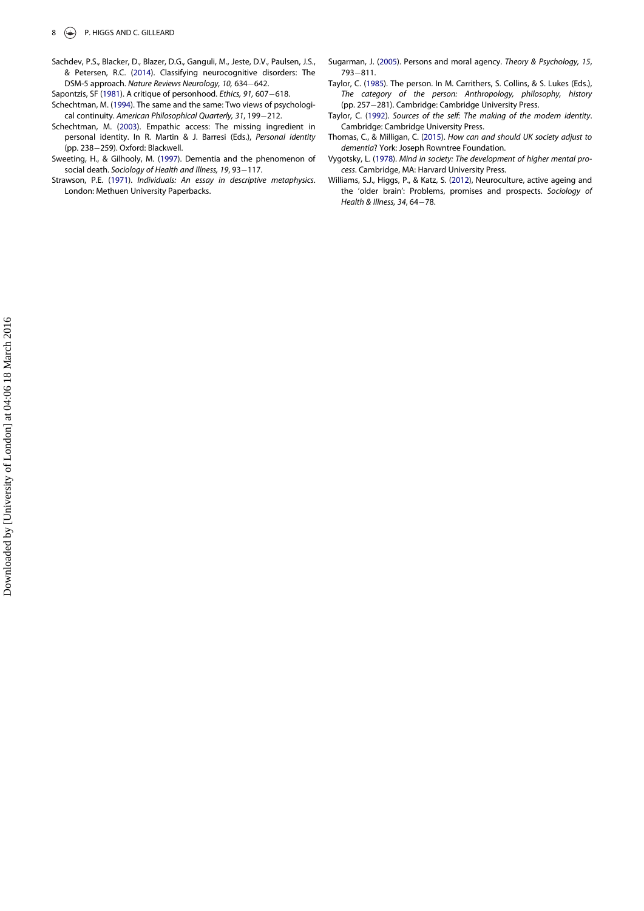Sachdev, P.S., Blacker, D., Blazer, D.G., Ganguli, M., Jeste, D.V., Paulsen, J.S., & Petersen, R.C. (2014). Classifying neurocognitive disorders: The DSM-5 approach. *Nature Reviews Neurology, 10*, 634−642.

Sapontzis, SF (1981). A critique of personhood. *Ethics, 91*, 607−618.

Schechtman, M. (1994). The same and the same: Two views of psychological continuity. *American Philosophical Quarterly, 31*, 199−212.

Schechtman, M. (2003). Empathic access: The missing ingredient in personal identity. In R. Martin & J. Barresi (Eds.), *Personal identity* (pp. 238−259). Oxford: Blackwell.

Sweeting, H., & Gilhooly, M. (1997). Dementia and the phenomenon of social death. *Sociology of Health and Illness, 19*, 93−117.

Strawson, P.E. (1971). *Individuals: An essay in descriptive metaphysics*. London: Methuen University Paperbacks.

Sugarman, J. (2005). Persons and moral agency. *Theory & Psychology, 15*, 793−811.

Taylor, C. (1985). The person. In M. Carrithers, S. Collins, & S. Lukes (Eds.), *The category of the person: Anthropology, philosophy, history* (pp. 257−281). Cambridge: Cambridge University Press.

Taylor, C. (1992). *Sources of the self: The making of the modern identity*. Cambridge: Cambridge University Press.

Thomas, C., & Milligan, C. (2015). *How can and should UK society adjust to dementia*? York: Joseph Rowntree Foundation.

Vygotsky, L. (1978). *Mind in society: The development of higher mental process*. Cambridge, MA: Harvard University Press.

Williams, S.J., Higgs, P., & Katz, S. (2012), Neuroculture, active ageing and the 'older brain': Problems, promises and prospects. *Sociology of Health & Illness, 34*, 64−78.